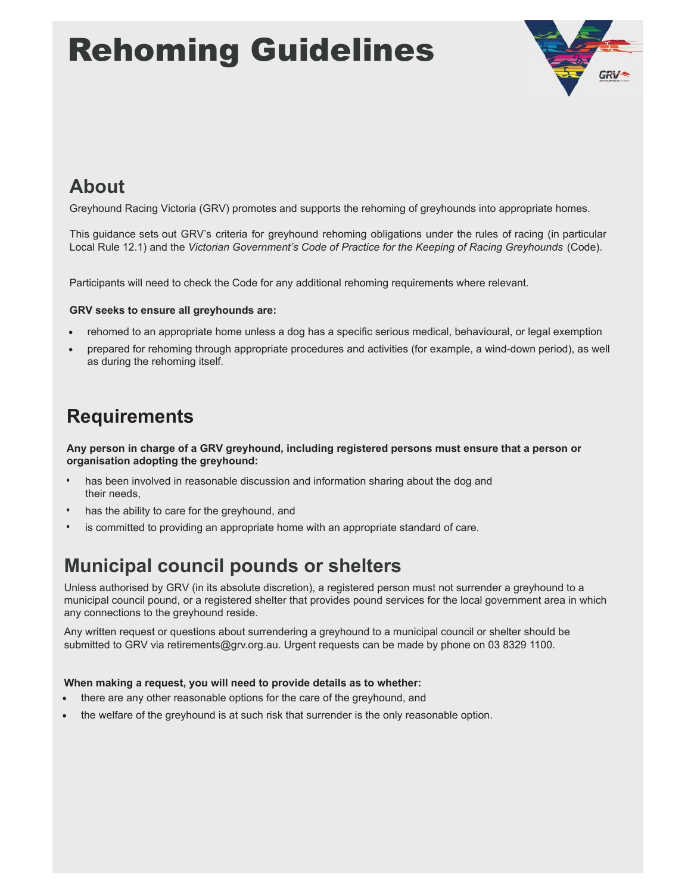# Rehoming Guidelines

## About

Greyhound Racing Victoria (GRV) promotes and supports the rehoming of greyhounds into appropriate homes.

This guidance sets out GRV's criteria for greyhound rehoming obligations under the rules of racing (in particular Local Rule 12.1) and the *Victorian Government's Code of Practice for the Keeping of Racing Greyhounds* (Code).

Participants will need to check the Code for any additional rehoming requirements where relevant.

**GRV seeks to ensure all greyhounds are:**

- rehomed to an appropriate home unless a dog has a specific serious medical, behavioural, or legal exemption
- prepared for rehoming through appropriate procedures and activities (for example, a wind-down period), as well as during the rehoming itself.

## Requirements

**Any person in charge of a GRV greyhound, including registered persons must ensure that a person or organisation adopting the greyhound:**

- has been involved in reasonable discussion and information sharing about the dog and their needs,
- has the ability to care for the greyhound, and
- is committed to providing an appropriate home with an appropriate standard of care.

## Municipal council pounds or shelters

Unless authorised by GRV (in its absolute discretion), a registered person must not surrender a greyhound to a municipal council pound, or a registered shelter that provides pound services for the local government area in which any connections to the greyhound reside.

Any written request or questions about surrendering a greyhound to a municipal council or shelter should be submitted to GRV via retirements@grv.org.au. Urgent requests can be made by phone on 03 8329 1100.

**When making a request, you will need to provide details as to whether:**

- there are any other reasonable options for the care of the greyhound, and
- the welfare of the greyhound is at such risk that surrender is the only reasonable option.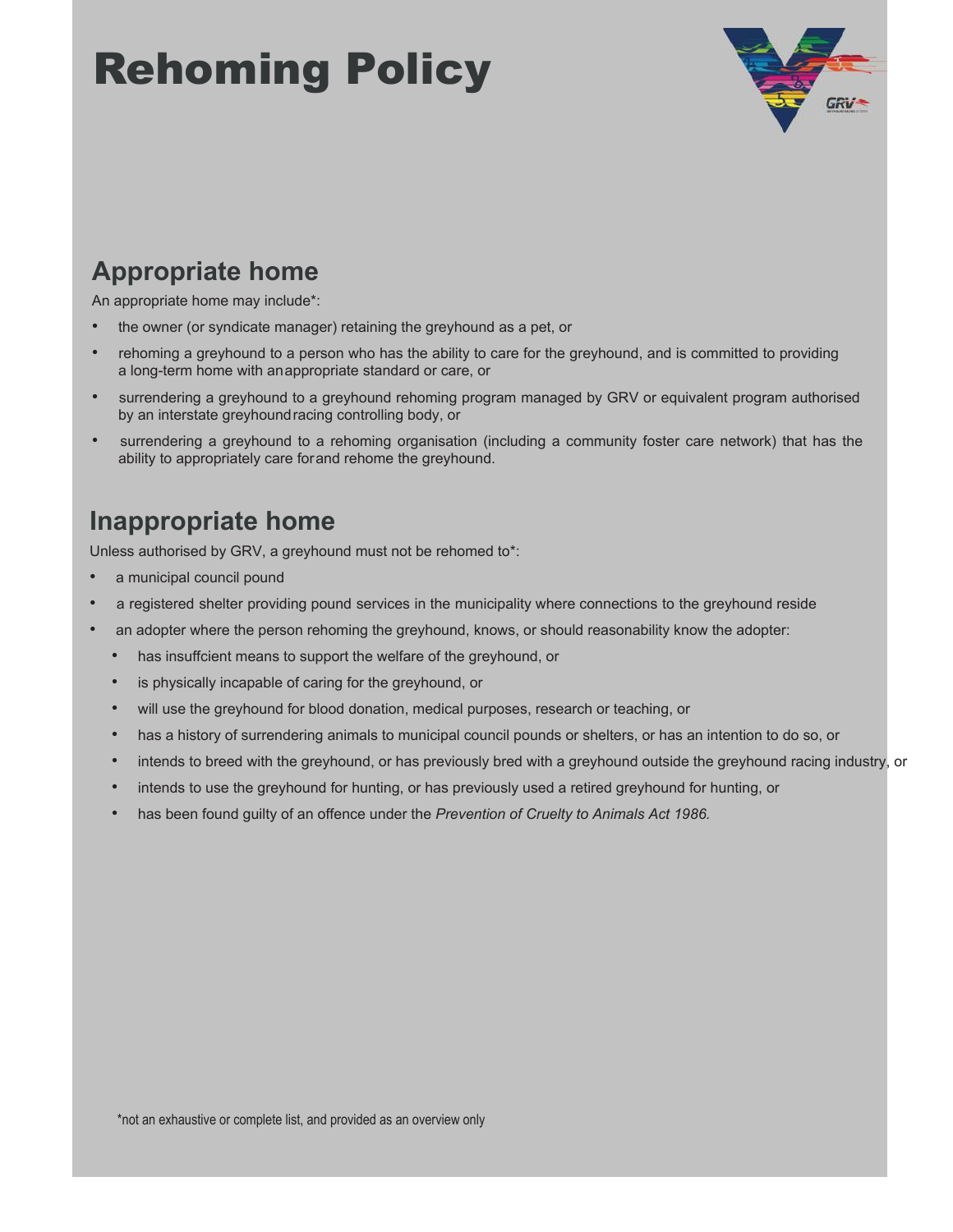# Rehoming Policy

## Appropriate home

An appropriate home may include*:

- the owner (or syndicate manager) retaining the greyhound as a pet, or
- rehoming a greyhound to a person who has the ability to care for the greyhound, and is committed to providing a long-term home with an appropriate standard or care, or
- surrendering a greyhound to a greyhound rehoming program managed by GRV or equivalent program authorised by an interstate greyhound racing controlling body, or
- surrendering a greyhound to a rehoming organisation (including a community foster care network) that has the ability to appropriately care for and rehome the greyhound.

## Inappropriate home

Unless authorised by GRV, a greyhound must not be rehomed to*:

- a municipal council pound
- a registered shelter providing pound services in the municipality where connections to the greyhound reside
- an adopter where the person rehoming the greyhound, knows, or should reasonability know the adopter:
  - has insuffcient means to support the welfare of the greyhound, or
  - is physically incapable of caring for the greyhound, or
  - will use the greyhound for blood donation, medical purposes, research or teaching, or
  - has a history of surrendering animals to municipal council pounds or shelters, or has an intention to do so, or
  - intends to breed with the greyhound, or has previously bred with a greyhound outside the greyhound racing industry, or
  - intends to use the greyhound for hunting, or has previously used a retired greyhound for hunting, or
  - has been found guilty of an offence under the *Prevention of Cruelty to Animals Act 1986.*

*not an exhaustive or complete list, and provided as an overview only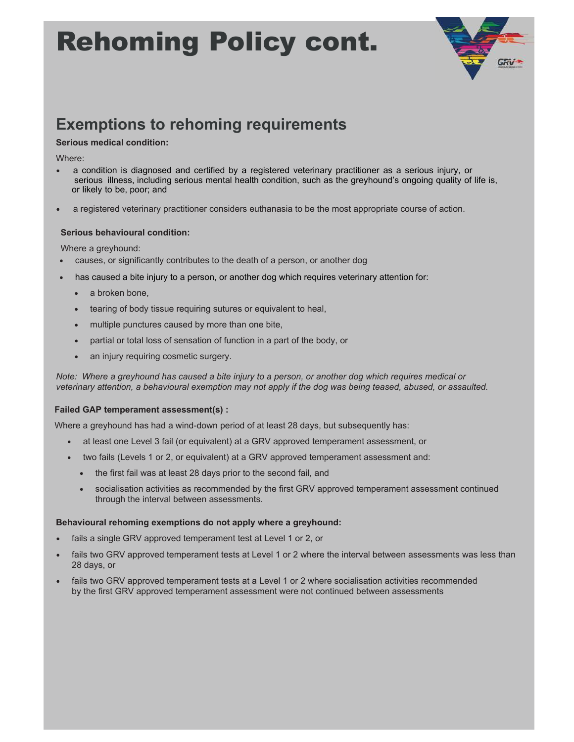# Rehoming Policy cont.

## Exemptions to rehoming requirements

**Serious medical condition:**

Where:

- a condition is diagnosed and certified by a registered veterinary practitioner as a serious injury, or serious illness, including serious mental health condition, such as the greyhound's ongoing quality of life is, or likely to be, poor; and
- a registered veterinary practitioner considers euthanasia to be the most appropriate course of action.

**Serious behavioural condition:**

Where a greyhound:

- causes, or significantly contributes to the death of a person, or another dog
- has caused a bite injury to a person, or another dog which requires veterinary attention for:
  - a broken bone,
  - tearing of body tissue requiring sutures or equivalent to heal,
  - multiple punctures caused by more than one bite,
  - partial or total loss of sensation of function in a part of the body, or
  - an injury requiring cosmetic surgery.

*Note: Where a greyhound has caused a bite injury to a person, or another dog which requires medical or veterinary attention, a behavioural exemption may not apply if the dog was being teased, abused, or assaulted.*

**Failed GAP temperament assessment(s) :**

Where a greyhound has had a wind-down period of at least 28 days, but subsequently has:

- at least one Level 3 fail (or equivalent) at a GRV approved temperament assessment, or
- two fails (Levels 1 or 2, or equivalent) at a GRV approved temperament assessment and:
  - the first fail was at least 28 days prior to the second fail, and
  - socialisation activities as recommended by the first GRV approved temperament assessment continued through the interval between assessments.

**Behavioural rehoming exemptions do not apply where a greyhound:**

- fails a single GRV approved temperament test at Level 1 or 2, or
- fails two GRV approved temperament tests at Level 1 or 2 where the interval between assessments was less than 28 days, or
- fails two GRV approved temperament tests at a Level 1 or 2 where socialisation activities recommended by the first GRV approved temperament assessment were not continued between assessments